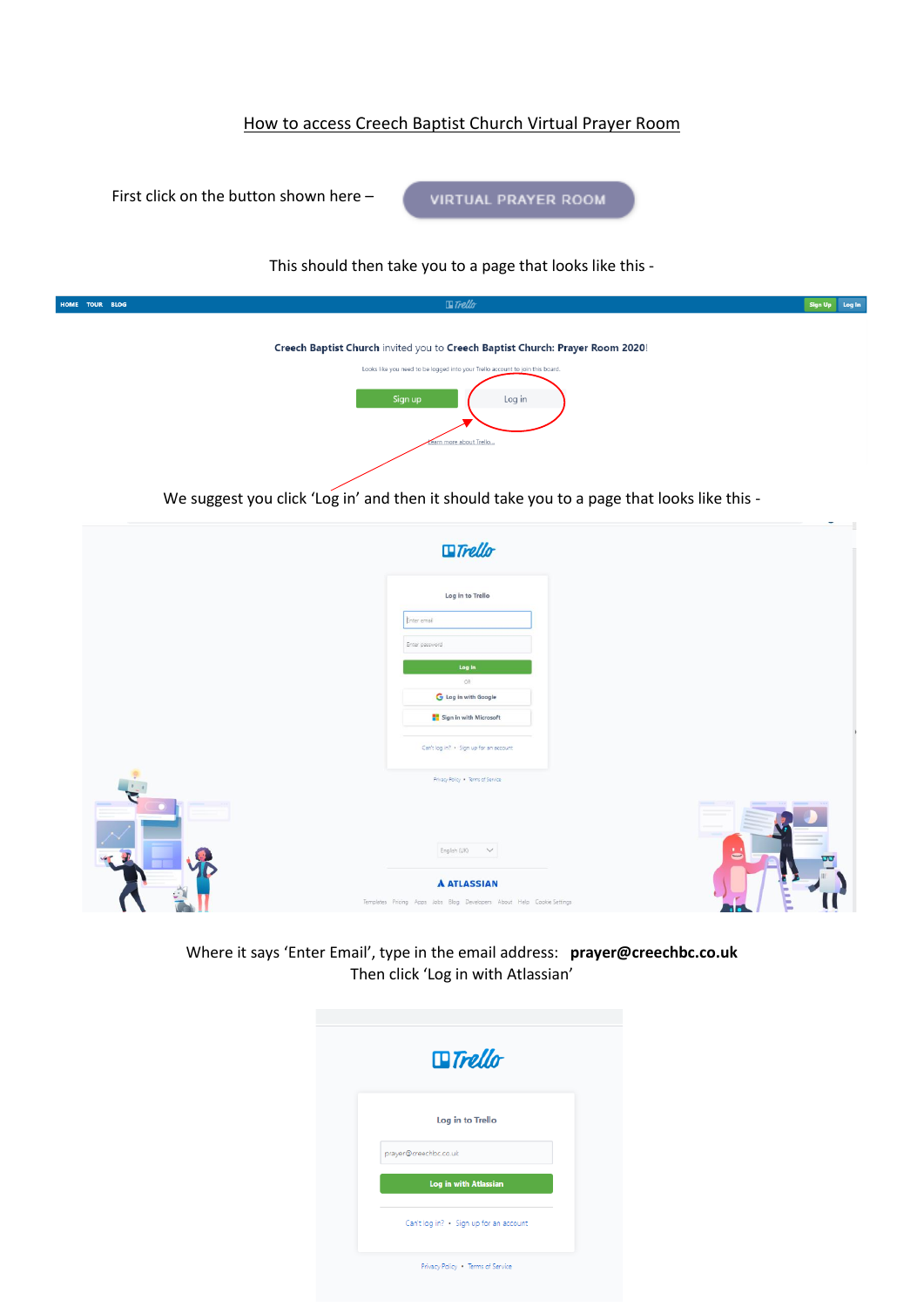# How to access Creech Baptist Church Virtual Prayer Room

First click on the button shown here – VIRTUAL PRAYER ROOM

This should then take you to a page that looks like this -

Creech Baptist Church invited you to Creech Baptist Church: Prayer Room 2020!

Looks like you need to be logged into your Trello account to join this board.

Sign up Log in

Learn more about Trello...

We suggest you click 'Log in' and then it should take you to a page that looks like this -

Log in to Trello

Enter email

Enter password

Log in

OR

Log in with Google

Sign in with Microsoft

Can't log in? • Sign up for an account

Privacy Policy • Terms of Service

Where it says 'Enter Email', type in the email address: **prayer@creechbc.co.uk**

Then click 'Log in with Atlassian'

Log in to Trello

prayer@creechbc.co.uk

Log in with Atlassian

Can't log in? • Sign up for an account

Privacy Policy • Terms of Service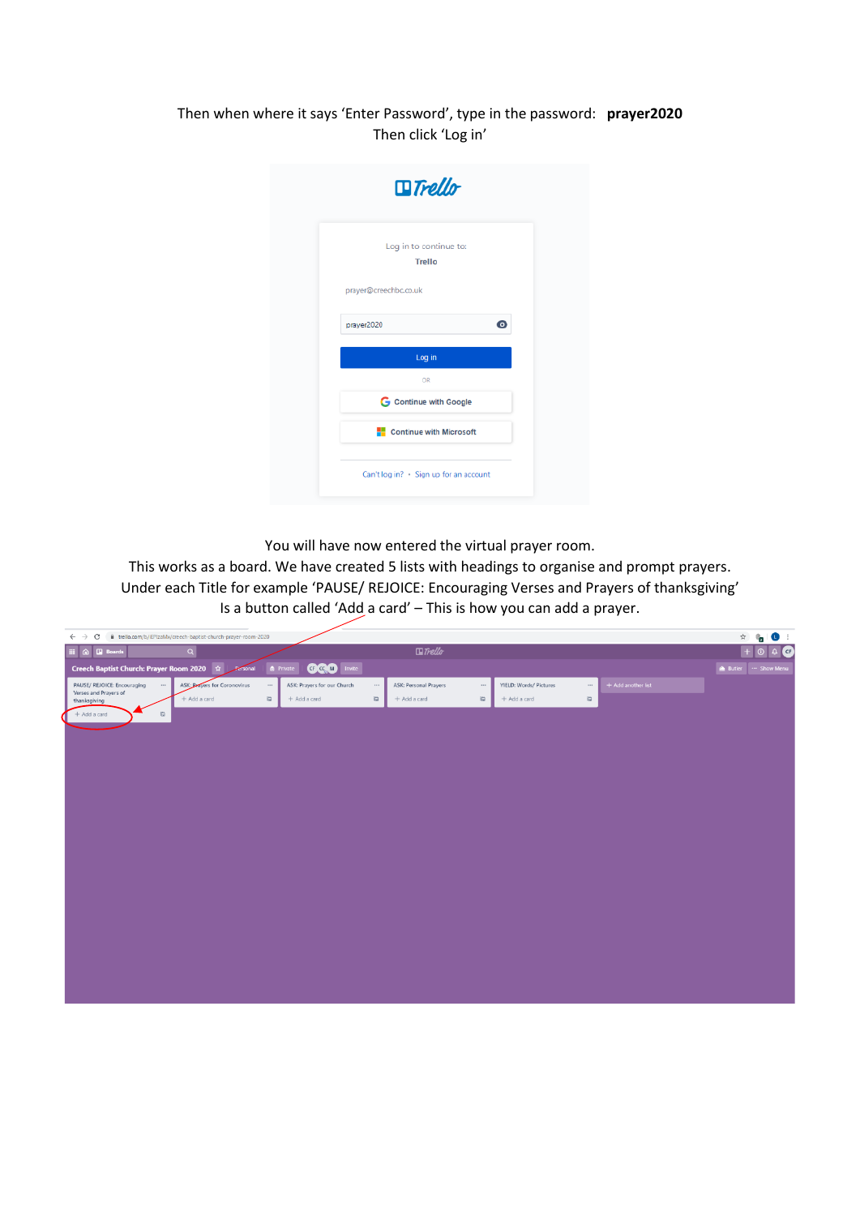Then when where it says 'Enter Password', type in the password: **prayer2020**
Then click 'Log in'

You will have now entered the virtual prayer room.
This works as a board. We have created 5 lists with headings to organise and prompt prayers.
Under each Title for example 'PAUSE/ REJOICE: Encouraging Verses and Prayers of thanksgiving'
Is a button called 'Add a card' – This is how you can add a prayer.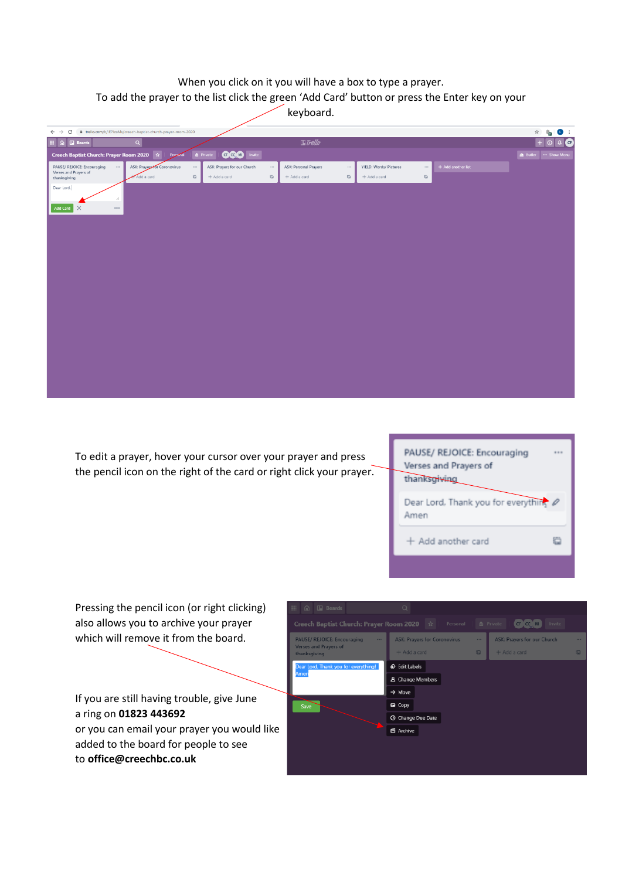When you click on it you will have a box to type a prayer.
To add the prayer to the list click the green 'Add Card' button or press the Enter key on your keyboard.

To edit a prayer, hover your cursor over your prayer and press the pencil icon on the right of the card or right click your prayer.

Pressing the pencil icon (or right clicking) also allows you to archive your prayer which will remove it from the board.

If you are still having trouble, give June a ring on **01823 443692** or you can email your prayer you would like added to the board for people to see to **office@creechbc.co.uk**